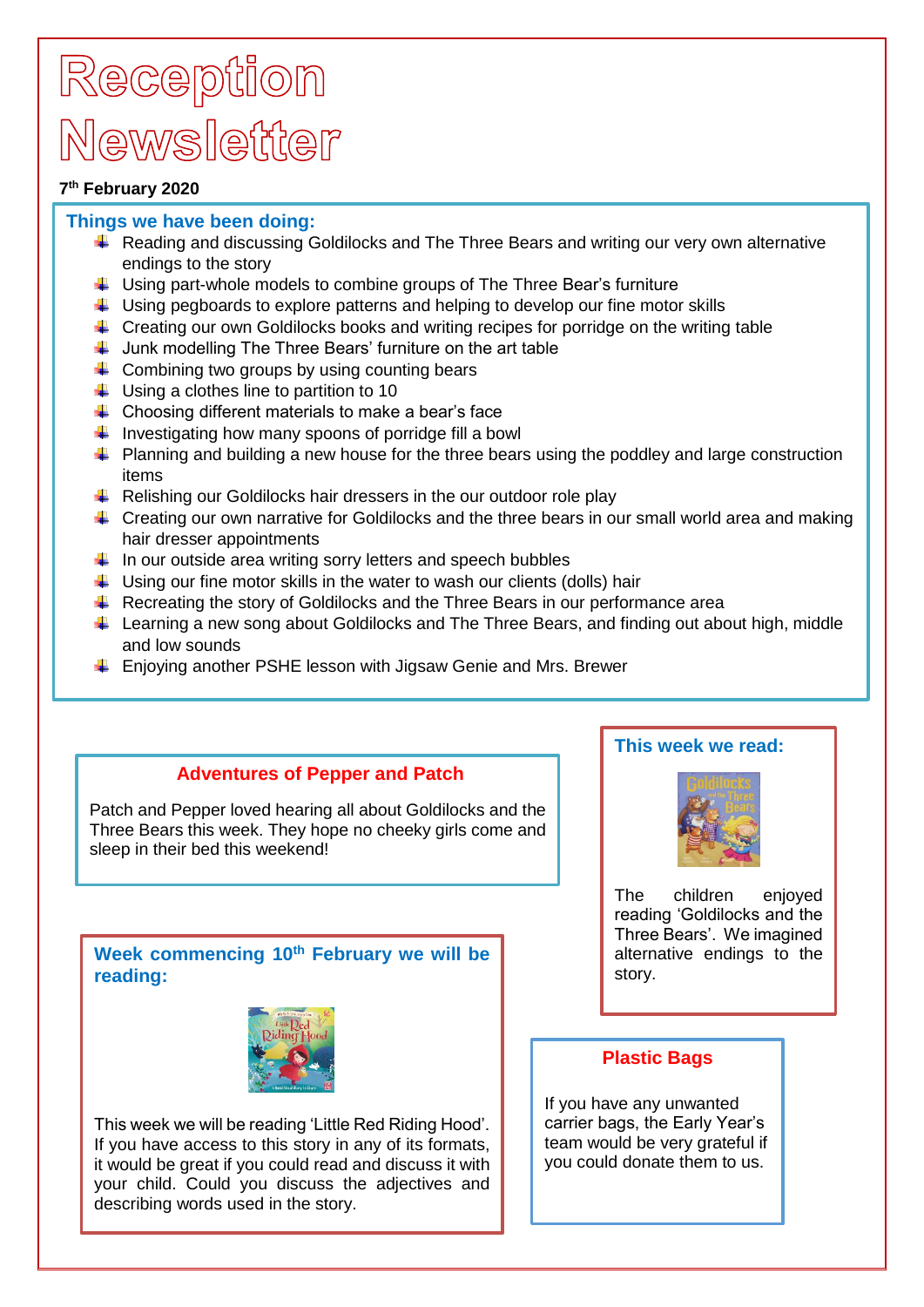# Reception Newsletter

**7th February 2020**

## Things we have been doing:

- Reading and discussing Goldilocks and The Three Bears and writing our very own alternative endings to the story
- Using part-whole models to combine groups of The Three Bear's furniture
- Using pegboards to explore patterns and helping to develop our fine motor skills
- Creating our own Goldilocks books and writing recipes for porridge on the writing table
- Junk modelling The Three Bears' furniture on the art table
- Combining two groups by using counting bears
- Using a clothes line to partition to 10
- Choosing different materials to make a bear's face
- Investigating how many spoons of porridge fill a bowl
- Planning and building a new house for the three bears using the poddley and large construction items
- Relishing our Goldilocks hair dressers in the our outdoor role play
- Creating our own narrative for Goldilocks and the three bears in our small world area and making hair dresser appointments
- In our outside area writing sorry letters and speech bubbles
- Using our fine motor skills in the water to wash our clients (dolls) hair
- Recreating the story of Goldilocks and the Three Bears in our performance area
- Learning a new song about Goldilocks and The Three Bears, and finding out about high, middle and low sounds
- Enjoying another PSHE lesson with Jigsaw Genie and Mrs. Brewer

## Adventures of Pepper and Patch

Patch and Pepper loved hearing all about Goldilocks and the Three Bears this week. They hope no cheeky girls come and sleep in their bed this weekend!

## This week we read:

The children enjoyed reading 'Goldilocks and the Three Bears'. We imagined alternative endings to the story.

## Week commencing 10th February we will be reading:

This week we will be reading 'Little Red Riding Hood'. If you have access to this story in any of its formats, it would be great if you could read and discuss it with your child. Could you discuss the adjectives and describing words used in the story.

## Plastic Bags

If you have any unwanted carrier bags, the Early Year's team would be very grateful if you could donate them to us.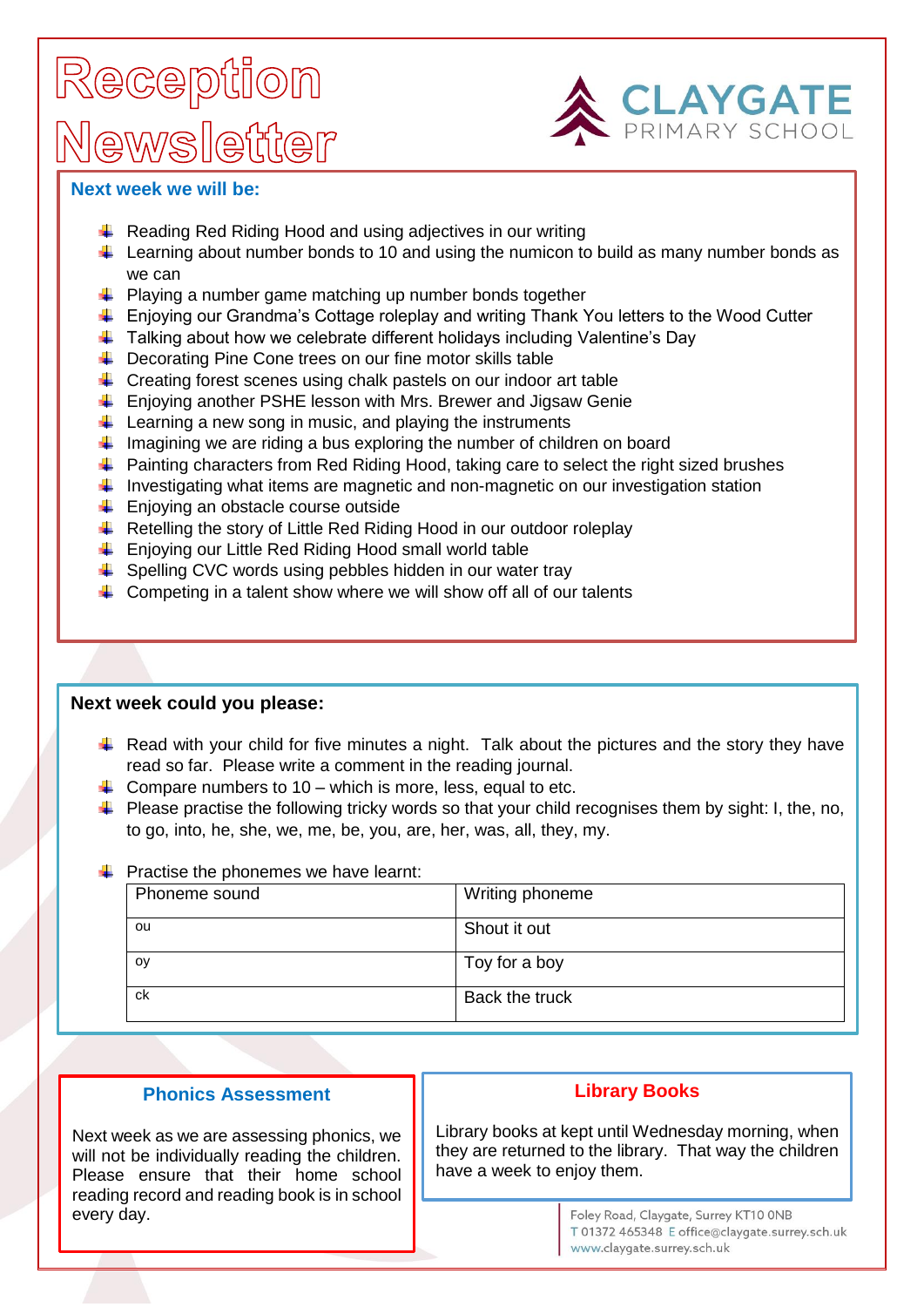# Reception Newsletter

CLAYGATE PRIMARY SCHOOL

### Next week we will be:

- Reading Red Riding Hood and using adjectives in our writing
- Learning about number bonds to 10 and using the numicon to build as many number bonds as we can
- Playing a number game matching up number bonds together
- Enjoying our Grandma's Cottage roleplay and writing Thank You letters to the Wood Cutter
- Talking about how we celebrate different holidays including Valentine's Day
- Decorating Pine Cone trees on our fine motor skills table
- Creating forest scenes using chalk pastels on our indoor art table
- Enjoying another PSHE lesson with Mrs. Brewer and Jigsaw Genie
- Learning a new song in music, and playing the instruments
- Imagining we are riding a bus exploring the number of children on board
- Painting characters from Red Riding Hood, taking care to select the right sized brushes
- Investigating what items are magnetic and non-magnetic on our investigation station
- Enjoying an obstacle course outside
- Retelling the story of Little Red Riding Hood in our outdoor roleplay
- Enjoying our Little Red Riding Hood small world table
- Spelling CVC words using pebbles hidden in our water tray
- Competing in a talent show where we will show off all of our talents

### Next week could you please:

- Read with your child for five minutes a night. Talk about the pictures and the story they have read so far. Please write a comment in the reading journal.
- Compare numbers to 10 – which is more, less, equal to etc.
- Please practise the following tricky words so that your child recognises them by sight: I, the, no, to go, into, he, she, we, me, be, you, are, her, was, all, they, my.
- Practise the phonemes we have learnt:

| Phoneme sound | Writing phoneme |
|---|---|
| ou | Shout it out |
| oy | Toy for a boy |
| ck | Back the truck |

### Phonics Assessment

Next week as we are assessing phonics, we will not be individually reading the children. Please ensure that their home school reading record and reading book is in school every day.

### Library Books

Library books at kept until Wednesday morning, when they are returned to the library. That way the children have a week to enjoy them.

Foley Road, Claygate, Surrey KT10 0NB
T 01372 465348 E office@claygate.surrey.sch.uk
www.claygate.surrey.sch.uk